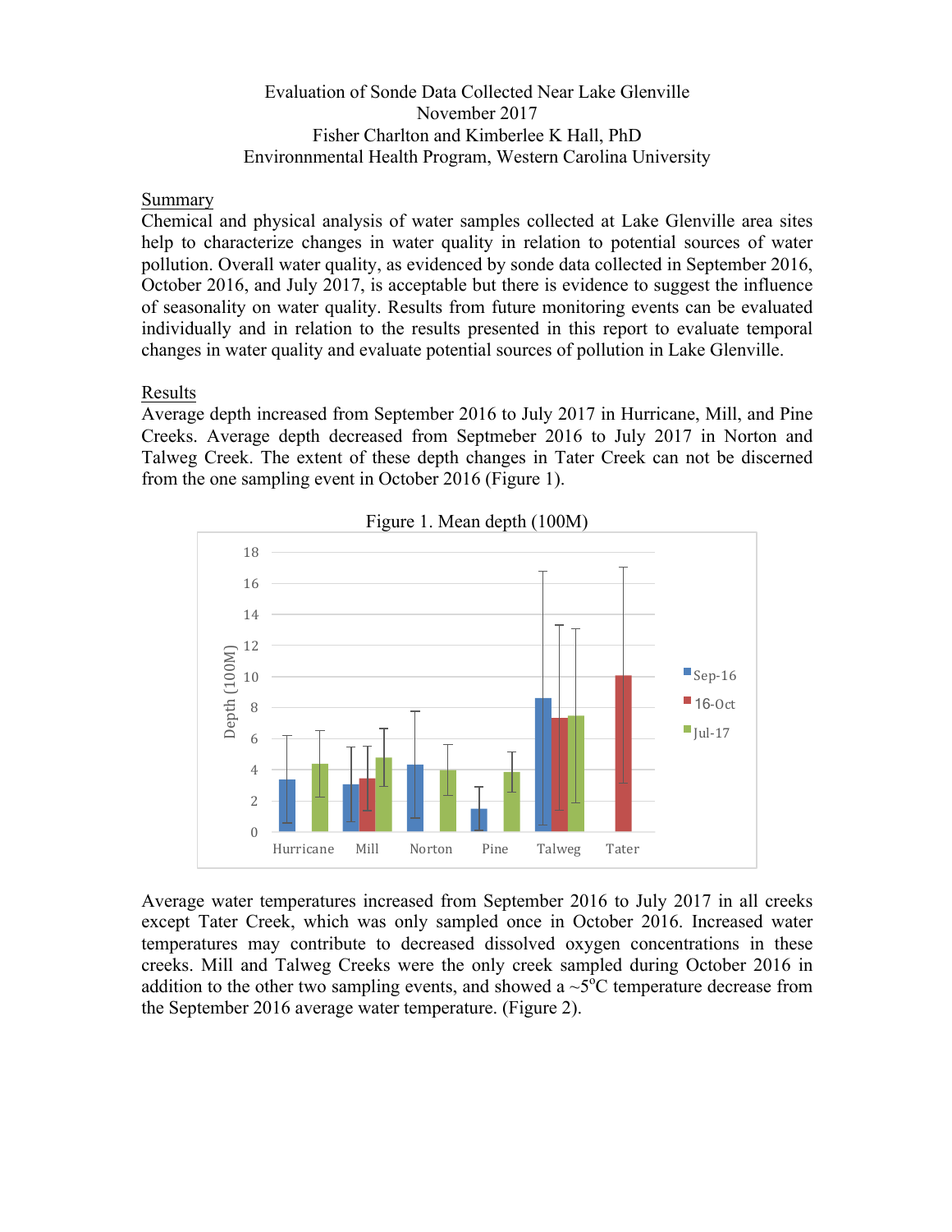Evaluation of Sonde Data Collected Near Lake Glenville
November 2017
Fisher Charlton and Kimberlee K Hall, PhD
Environnmental Health Program, Western Carolina University

## Summary

Chemical and physical analysis of water samples collected at Lake Glenville area sites help to characterize changes in water quality in relation to potential sources of water pollution. Overall water quality, as evidenced by sonde data collected in September 2016, October 2016, and July 2017, is acceptable but there is evidence to suggest the influence of seasonality on water quality. Results from future monitoring events can be evaluated individually and in relation to the results presented in this report to evaluate temporal changes in water quality and evaluate potential sources of pollution in Lake Glenville.

## Results

Average depth increased from September 2016 to July 2017 in Hurricane, Mill, and Pine Creeks. Average depth decreased from Septmeber 2016 to July 2017 in Norton and Talweg Creek. The extent of these depth changes in Tater Creek can not be discerned from the one sampling event in October 2016 (Figure 1).

Figure 1. Mean depth (100M)

Depth (100M)

18
16
14
12
10
8
6
4
2
0

Hurricane Mill Norton Pine Talweg Tater

Sep-16
16-Oct
Jul-17

Average water temperatures increased from September 2016 to July 2017 in all creeks except Tater Creek, which was only sampled once in October 2016. Increased water temperatures may contribute to decreased dissolved oxygen concentrations in these creeks. Mill and Talweg Creeks were the only creek sampled during October 2016 in addition to the other two sampling events, and showed a ~5°C temperature decrease from the September 2016 average water temperature. (Figure 2).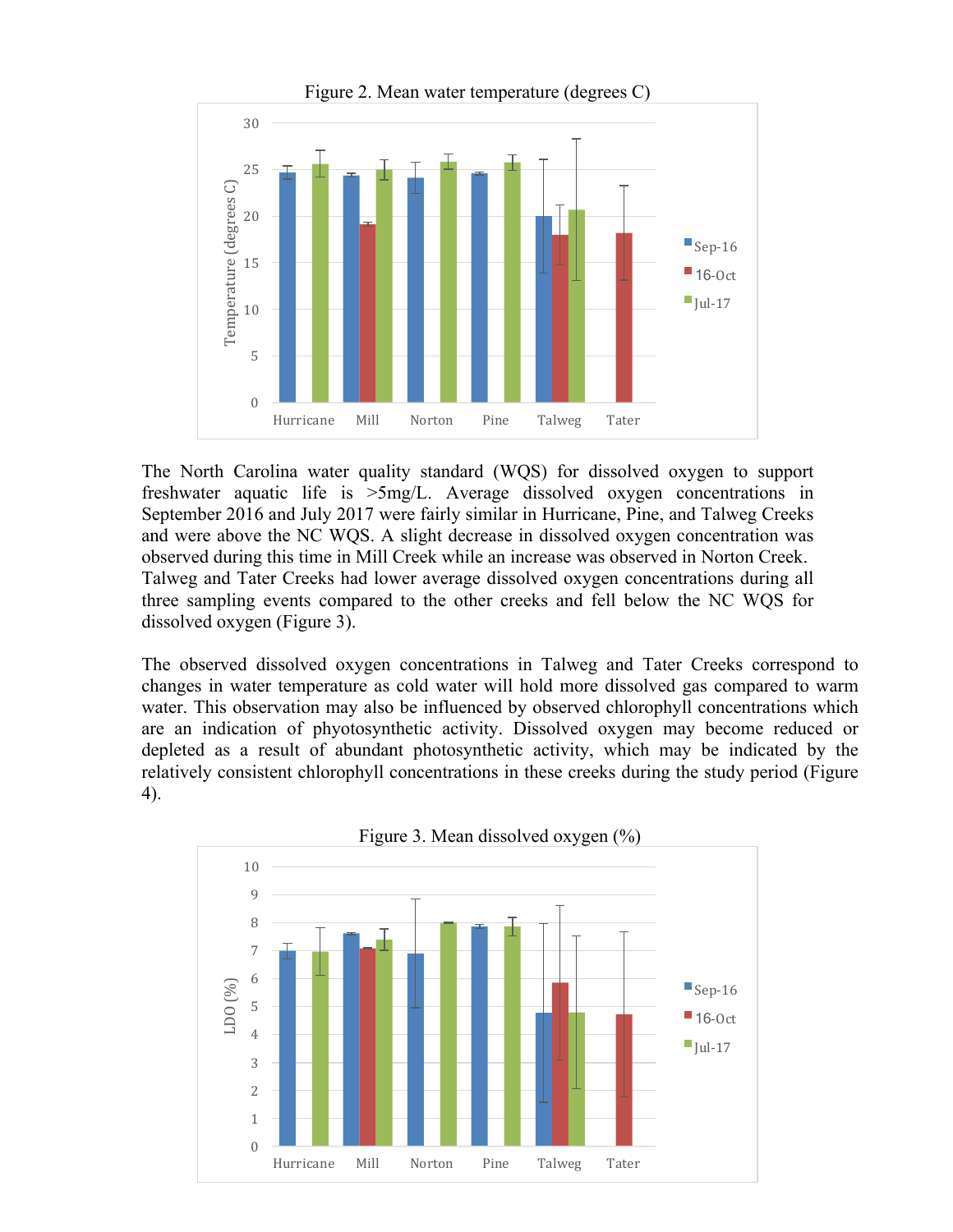Figure 2. Mean water temperature (degrees C)

Temperature (degrees C)

30
25
20
15
10
5
0

Hurricane
Mill
Norton
Pine
Talweg
Tater

Sep-16
16-Oct
Jul-17

The North Carolina water quality standard (WQS) for dissolved oxygen to support freshwater aquatic life is >5mg/L. Average dissolved oxygen concentrations in September 2016 and July 2017 were fairly similar in Hurricane, Pine, and Talweg Creeks and were above the NC WQS. A slight decrease in dissolved oxygen concentration was observed during this time in Mill Creek while an increase was observed in Norton Creek. Talweg and Tater Creeks had lower average dissolved oxygen concentrations during all three sampling events compared to the other creeks and fell below the NC WQS for dissolved oxygen (Figure 3).

The observed dissolved oxygen concentrations in Talweg and Tater Creeks correspond to changes in water temperature as cold water will hold more dissolved gas compared to warm water. This observation may also be influenced by observed chlorophyll concentrations which are an indication of phyotosynthetic activity. Dissolved oxygen may become reduced or depleted as a result of abundant photosynthetic activity, which may be indicated by the relatively consistent chlorophyll concentrations in these creeks during the study period (Figure 4).

Figure 3. Mean dissolved oxygen (%)

LDO (%)

10
9
8
7
6
5
4
3
2
1
0

Hurricane
Mill
Norton
Pine
Talweg
Tater

Sep-16
16-Oct
Jul-17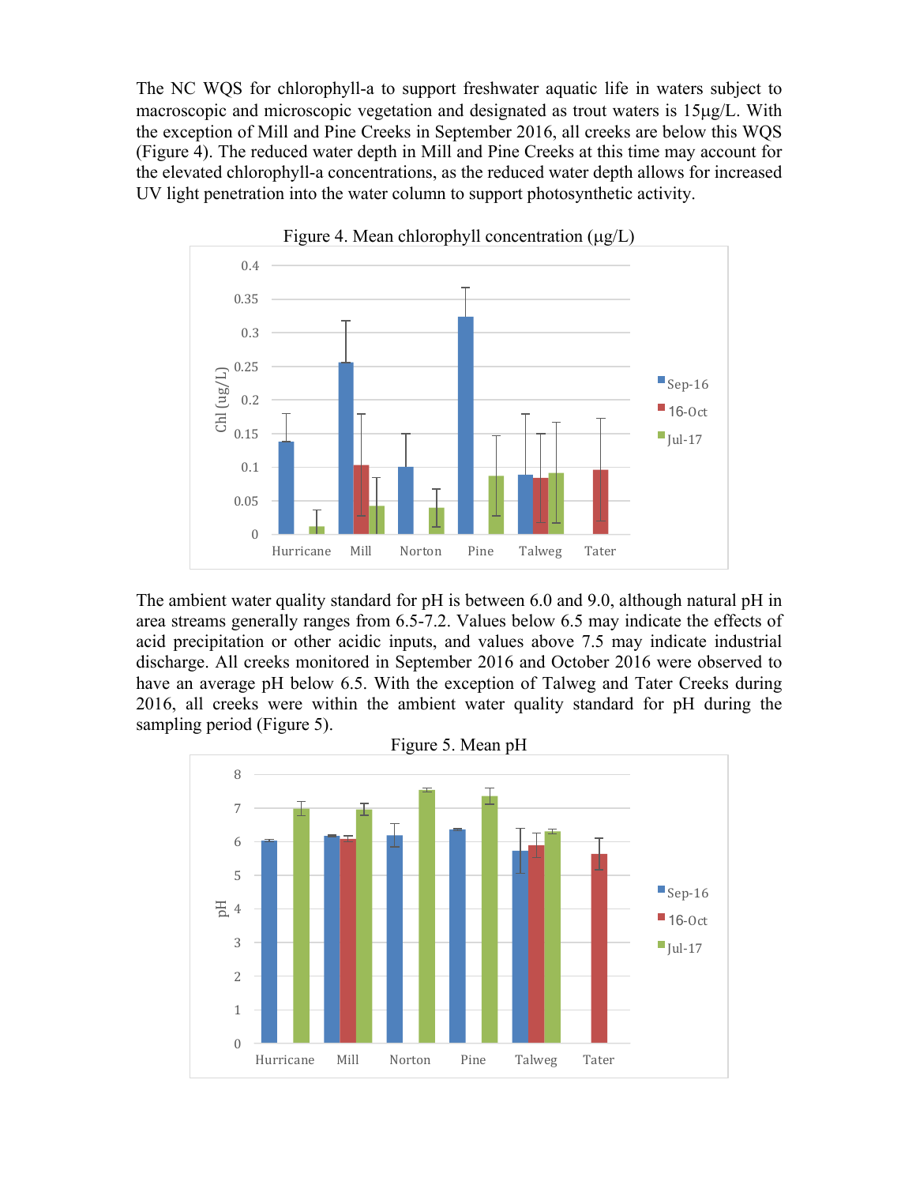The NC WQS for chlorophyll-a to support freshwater aquatic life in waters subject to macroscopic and microscopic vegetation and designated as trout waters is 15μg/L. With the exception of Mill and Pine Creeks in September 2016, all creeks are below this WQS (Figure 4). The reduced water depth in Mill and Pine Creeks at this time may account for the elevated chlorophyll-a concentrations, as the reduced water depth allows for increased UV light penetration into the water column to support photosynthetic activity.

Figure 4. Mean chlorophyll concentration (μg/L)

Chl (ug/L)

0.4
0.35
0.3
0.25
0.2
0.15
0.1
0.05
0

Hurricane Mill Norton Pine Talweg Tater

Sep-16
16-Oct
Jul-17

The ambient water quality standard for pH is between 6.0 and 9.0, although natural pH in area streams generally ranges from 6.5-7.2. Values below 6.5 may indicate the effects of acid precipitation or other acidic inputs, and values above 7.5 may indicate industrial discharge. All creeks monitored in September 2016 and October 2016 were observed to have an average pH below 6.5. With the exception of Talweg and Tater Creeks during 2016, all creeks were within the ambient water quality standard for pH during the sampling period (Figure 5).

Figure 5. Mean pH

pH

8
7
6
5
4
3
2
1
0

Hurricane Mill Norton Pine Talweg Tater

Sep-16
16-Oct
Jul-17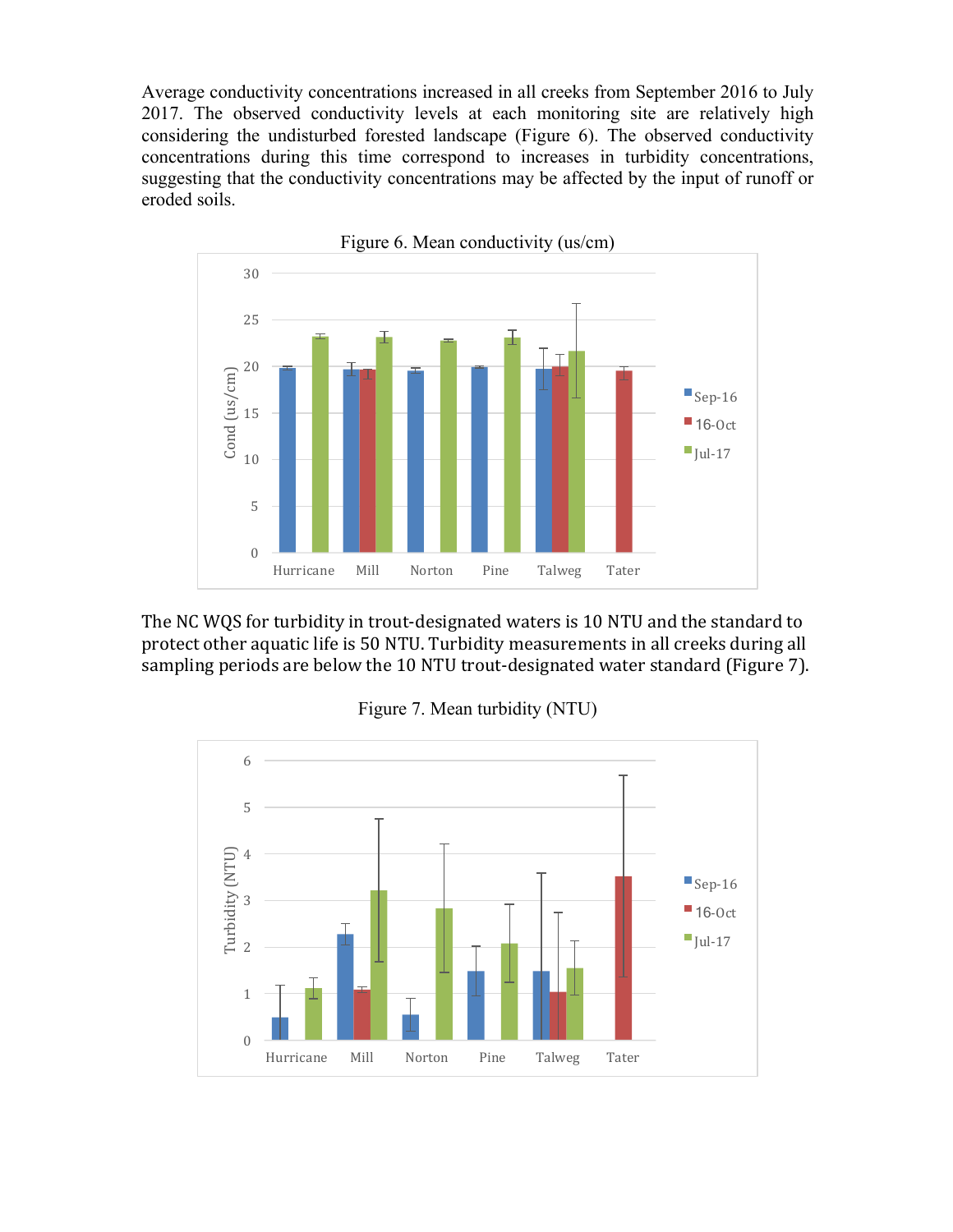Average conductivity concentrations increased in all creeks from September 2016 to July 2017. The observed conductivity levels at each monitoring site are relatively high considering the undisturbed forested landscape (Figure 6). The observed conductivity concentrations during this time correspond to increases in turbidity concentrations, suggesting that the conductivity concentrations may be affected by the input of runoff or eroded soils.

Figure 6. Mean conductivity (us/cm)

Cond (us/cm)

0
5
10
15
20
25
30

Hurricane
Mill
Norton
Pine
Talweg
Tater

Sep-16
16-Oct
Jul-17

The NC WQS for turbidity in trout-designated waters is 10 NTU and the standard to protect other aquatic life is 50 NTU. Turbidity measurements in all creeks during all sampling periods are below the 10 NTU trout-designated water standard (Figure 7).

Figure 7. Mean turbidity (NTU)

Turbidity (NTU)

0
1
2
3
4
5
6

Hurricane
Mill
Norton
Pine
Talweg
Tater

Sep-16
16-Oct
Jul-17